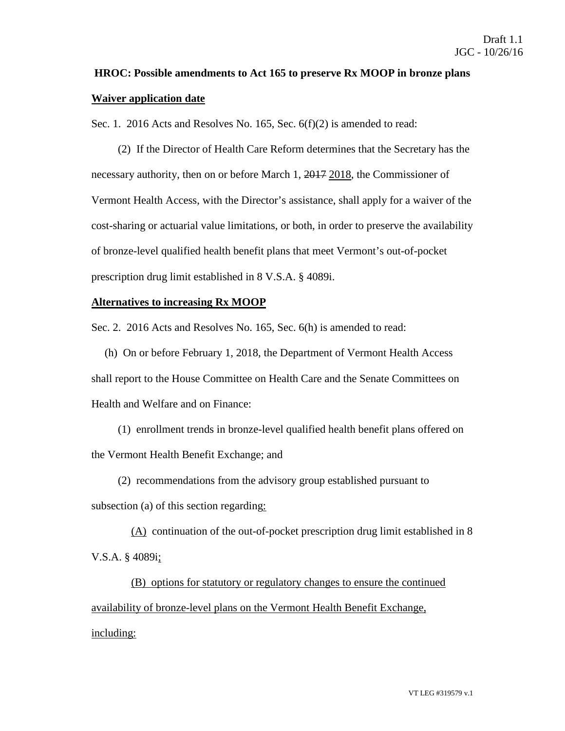Draft 1.1
JGC - 10/26/16

**HROC: Possible amendments to Act 165 to preserve Rx MOOP in bronze plans**

**Waiver application date**

Sec. 1. 2016 Acts and Resolves No. 165, Sec. 6(f)(2) is amended to read:

(2) If the Director of Health Care Reform determines that the Secretary has the necessary authority, then on or before March 1, ~~2017~~ 2018, the Commissioner of Vermont Health Access, with the Director's assistance, shall apply for a waiver of the cost-sharing or actuarial value limitations, or both, in order to preserve the availability of bronze-level qualified health benefit plans that meet Vermont's out-of-pocket prescription drug limit established in 8 V.S.A. § 4089i.

**Alternatives to increasing Rx MOOP**

Sec. 2. 2016 Acts and Resolves No. 165, Sec. 6(h) is amended to read:

(h) On or before February 1, 2018, the Department of Vermont Health Access shall report to the House Committee on Health Care and the Senate Committees on Health and Welfare and on Finance:

(1) enrollment trends in bronze-level qualified health benefit plans offered on the Vermont Health Benefit Exchange; and

(2) recommendations from the advisory group established pursuant to subsection (a) of this section regarding:

(A) continuation of the out-of-pocket prescription drug limit established in 8 V.S.A. § 4089i;

(B) options for statutory or regulatory changes to ensure the continued availability of bronze-level plans on the Vermont Health Benefit Exchange, including:

VT LEG #319579 v.1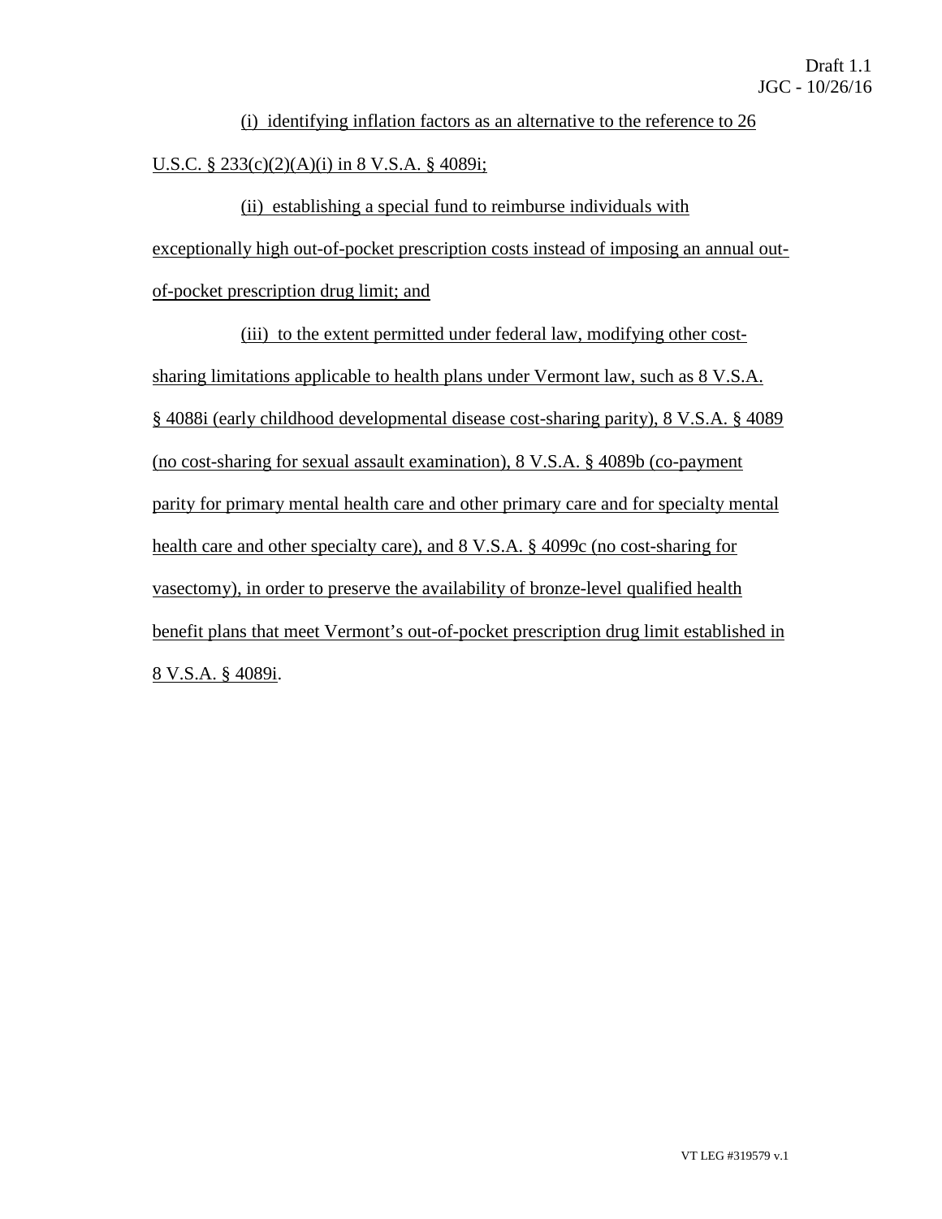(i) identifying inflation factors as an alternative to the reference to 26 U.S.C. § 233(c)(2)(A)(i) in 8 V.S.A. § 4089i;

(ii) establishing a special fund to reimburse individuals with exceptionally high out-of-pocket prescription costs instead of imposing an annual out-of-pocket prescription drug limit; and

(iii) to the extent permitted under federal law, modifying other cost-sharing limitations applicable to health plans under Vermont law, such as 8 V.S.A. § 4088i (early childhood developmental disease cost-sharing parity), 8 V.S.A. § 4089 (no cost-sharing for sexual assault examination), 8 V.S.A. § 4089b (co-payment parity for primary mental health care and other primary care and for specialty mental health care and other specialty care), and 8 V.S.A. § 4099c (no cost-sharing for vasectomy), in order to preserve the availability of bronze-level qualified health benefit plans that meet Vermont's out-of-pocket prescription drug limit established in 8 V.S.A. § 4089i.